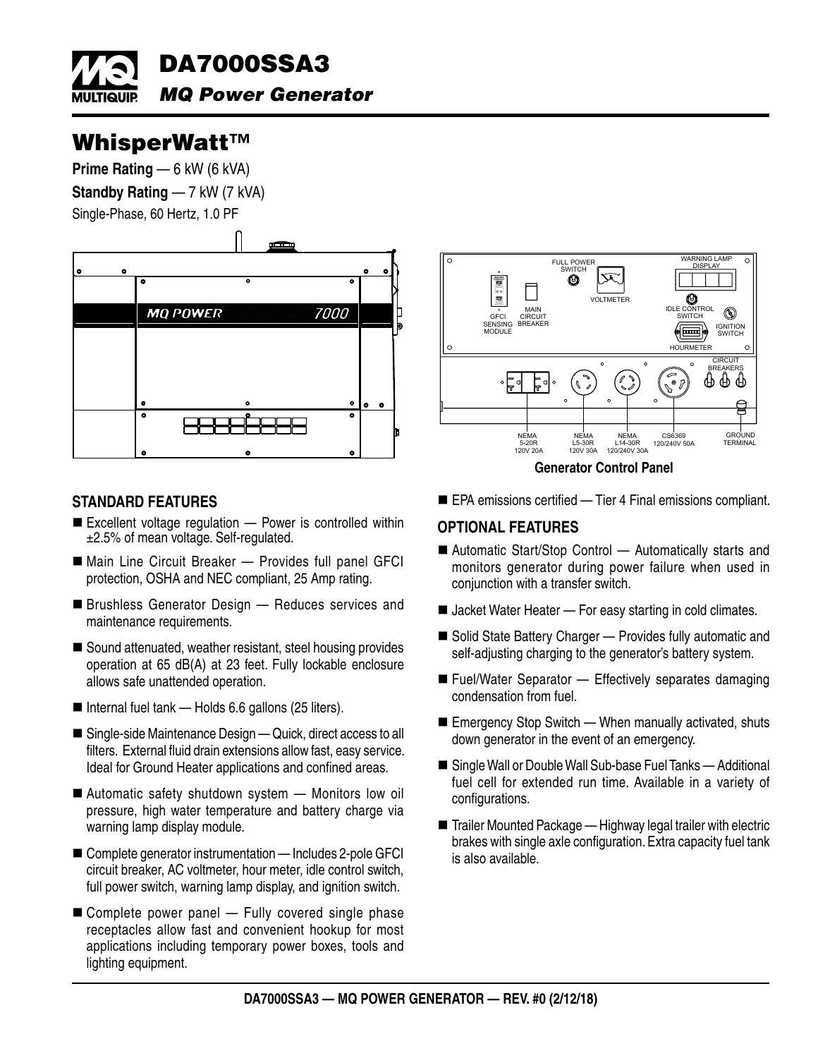# DA7000SSA3

## *MQ Power Generator*

# WhisperWatt™

**Prime Rating** — 6 kW (6 kVA)

**Standby Rating** — 7 kW (7 kVA)

Single-Phase, 60 Hertz, 1.0 PF

**Generator Control Panel**

### STANDARD FEATURES

- Excellent voltage regulation — Power is controlled within ±2.5% of mean voltage. Self-regulated.
- Main Line Circuit Breaker — Provides full panel GFCI protection, OSHA and NEC compliant, 25 Amp rating.
- Brushless Generator Design — Reduces services and maintenance requirements.
- Sound attenuated, weather resistant, steel housing provides operation at 65 dB(A) at 23 feet. Fully lockable enclosure allows safe unattended operation.
- Internal fuel tank — Holds 6.6 gallons (25 liters).
- Single-side Maintenance Design — Quick, direct access to all filters. External fluid drain extensions allow fast, easy service. Ideal for Ground Heater applications and confined areas.
- Automatic safety shutdown system — Monitors low oil pressure, high water temperature and battery charge via warning lamp display module.
- Complete generator instrumentation — Includes 2-pole GFCI circuit breaker, AC voltmeter, hour meter, idle control switch, full power switch, warning lamp display, and ignition switch.
- Complete power panel — Fully covered single phase receptacles allow fast and convenient hookup for most applications including temporary power boxes, tools and lighting equipment.
- EPA emissions certified — Tier 4 Final emissions compliant.

### OPTIONAL FEATURES

- Automatic Start/Stop Control — Automatically starts and monitors generator during power failure when used in conjunction with a transfer switch.
- Jacket Water Heater — For easy starting in cold climates.
- Solid State Battery Charger — Provides fully automatic and self-adjusting charging to the generator's battery system.
- Fuel/Water Separator — Effectively separates damaging condensation from fuel.
- Emergency Stop Switch — When manually activated, shuts down generator in the event of an emergency.
- Single Wall or Double Wall Sub-base Fuel Tanks — Additional fuel cell for extended run time. Available in a variety of configurations.
- Trailer Mounted Package — Highway legal trailer with electric brakes with single axle configuration. Extra capacity fuel tank is also available.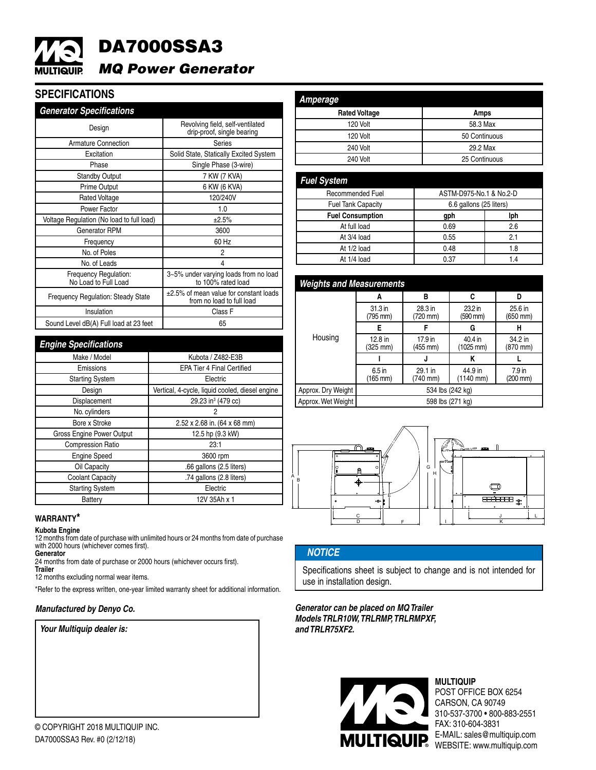# DA7000SSA3

## *MQ Power Generator*

## SPECIFICATIONS

### *Generator Specifications*

| | |
|---|---|
| Design | Revolving field, self-ventilated drip-proof, single bearing |
| Armature Connection | Series |
| Excitation | Solid State, Statically Excited System |
| Phase | Single Phase (3-wire) |
| Standby Output | 7 KW (7 KVA) |
| Prime Output | 6 KW (6 KVA) |
| Rated Voltage | 120/240V |
| Power Factor | 1.0 |
| Voltage Regulation (No load to full load) | ±2.5% |
| Generator RPM | 3600 |
| Frequency | 60 Hz |
| No. of Poles | 2 |
| No. of Leads | 4 |
| Frequency Regulation: No Load to Full Load | 3~5% under varying loads from no load to 100% rated load |
| Frequency Regulation: Steady State | ±2.5% of mean value for constant loads from no load to full load |
| Insulation | Class F |
| Sound Level dB(A) Full load at 23 feet | 65 |

### *Engine Specifications*

| | |
|---|---|
| Make / Model | Kubota / Z482-E3B |
| Emissions | EPA Tier 4 Final Certified |
| Starting System | Electric |
| Design | Vertical, 4-cycle, liquid cooled, diesel engine |
| Displacement | 29.23 in³ (479 cc) |
| No. cylinders | 2 |
| Bore x Stroke | 2.52 x 2.68 in. (64 x 68 mm) |
| Gross Engine Power Output | 12.5 hp (9.3 kW) |
| Compression Ratio | 23:1 |
| Engine Speed | 3600 rpm |
| Oil Capacity | .66 gallons (2.5 liters) |
| Coolant Capacity | .74 gallons (2.8 liters) |
| Starting System | Electric |
| Battery | 12V 35Ah x 1 |

## WARRANTY*

**Kubota Engine**
12 months from date of purchase with unlimited hours or 24 months from date of purchase with 2000 hours (whichever comes first).

**Generator**
24 months from date of purchase or 2000 hours (whichever occurs first).

**Trailer**
12 months excluding normal wear items.

*Refer to the express written, one-year limited warranty sheet for additional information.

***Manufactured by Denyo Co.***

***Your Multiquip dealer is:***

### *Amperage*

| Rated Voltage | Amps |
|---|---|
| 120 Volt | 58.3 Max |
| 120 Volt | 50 Continuous |
| 240 Volt | 29.2 Max |
| 240 Volt | 25 Continuous |

### *Fuel System*

| | | |
|---|---|---|
| Recommended Fuel | ASTM-D975-No.1 & No.2-D | |
| Fuel Tank Capacity | 6.6 gallons (25 liters) | |
| **Fuel Consumption** | **gph** | **lph** |
| At full load | 0.69 | 2.6 |
| At 3/4 load | 0.55 | 2.1 |
| At 1/2 load | 0.48 | 1.8 |
| At 1/4 load | 0.37 | 1.4 |

### *Weights and Measurements*

| | A | B | C | D |
|---|---|---|---|---|
| Housing | 31.3 in (795 mm) | 28.3 in (720 mm) | 23.2 in (590 mm) | 25.6 in (650 mm) |
| | **E** | **F** | **G** | **H** |
| | 12.8 in (325 mm) | 17.9 in (455 mm) | 40.4 in (1025 mm) | 34.2 in (870 mm) |
| | **I** | **J** | **K** | **L** |
| | 6.5 in (165 mm) | 29.1 in (740 mm) | 44.9 in (1140 mm) | 7.9 in (200 mm) |
| Approx. Dry Weight | 534 lbs (242 kg) | | | |
| Approx. Wet Weight | 598 lbs (271 kg) | | | |

A B C D E F G H I J K L

### *NOTICE*

Specifications sheet is subject to change and is not intended for use in installation design.

***Generator can be placed on MQ Trailer Models TRLR10W, TRLRMP, TRLRMPXF, and TRLR75XF2.***

**MULTIQUIP**
POST OFFICE BOX 6254
CARSON, CA 90749
310-537-3700 • 800-883-2551
FAX: 310-604-3831
E-MAIL: sales@multiquip.com
WEBSITE: www.multiquip.com

© COPYRIGHT 2018 MULTIQUIP INC.
DA7000SSA3 Rev. #0 (2/12/18)